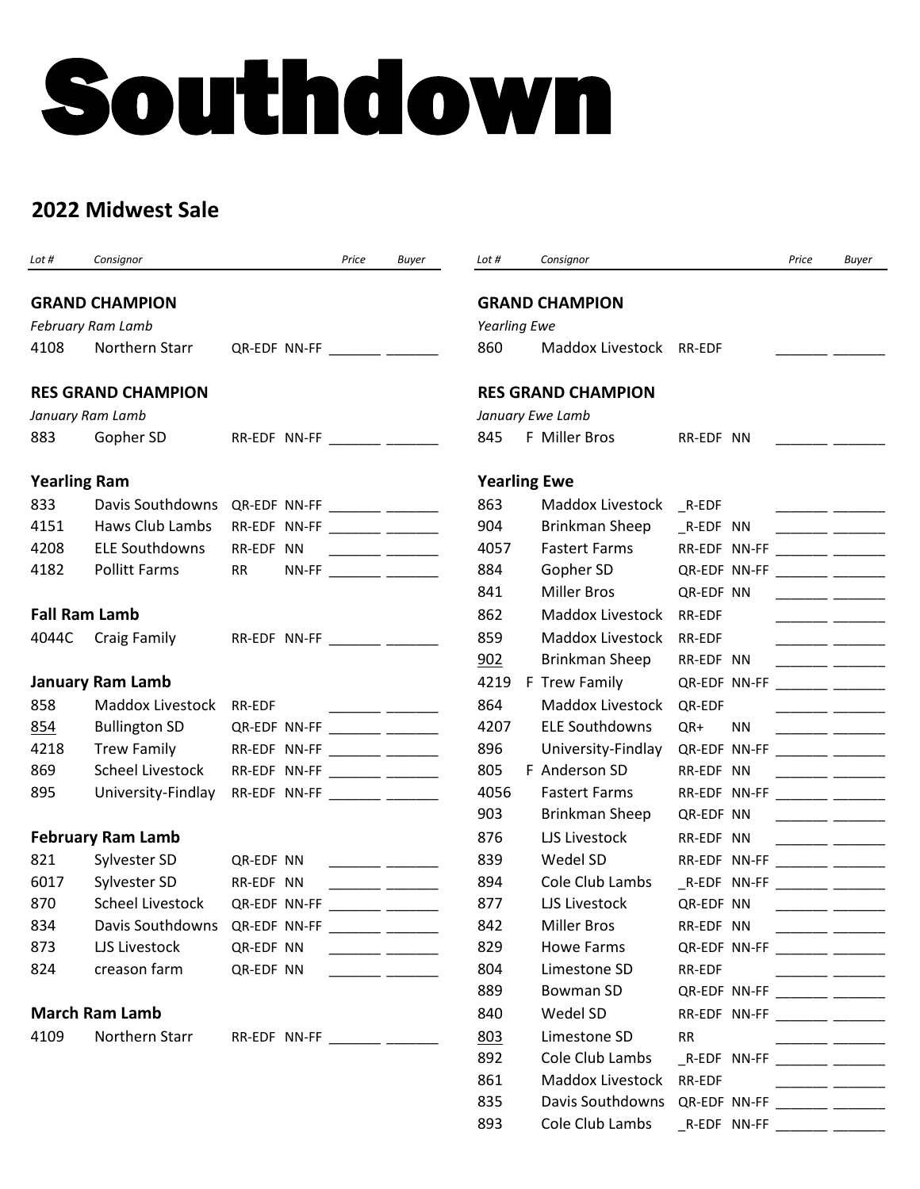# Southdown

## 2022 Midwest Sale

| *Lot #* | *Consignor* | | | *Price* | *Buyer* |
|---|---|---|---|---|---|
| **GRAND CHAMPION** | | | | | |
| *February Ram Lamb* | | | | | |
| 4108 | Northern Starr | QR-EDF | NN-FF | _______ | _______ |
| **RES GRAND CHAMPION** | | | | | |
| *January Ram Lamb* | | | | | |
| 883 | Gopher SD | RR-EDF | NN-FF | _______ | _______ |
| **Yearling Ram** | | | | | |
| 833 | Davis Southdowns | QR-EDF | NN-FF | _______ | _______ |
| 4151 | Haws Club Lambs | RR-EDF | NN-FF | _______ | _______ |
| 4208 | ELE Southdowns | RR-EDF | NN | _______ | _______ |
| 4182 | Pollitt Farms | RR | NN-FF | _______ | _______ |
| **Fall Ram Lamb** | | | | | |
| 4044C | Craig Family | RR-EDF | NN-FF | _______ | _______ |
| **January Ram Lamb** | | | | | |
| 858 | Maddox Livestock | RR-EDF | | _______ | _______ |
| 854 | Bullington SD | QR-EDF | NN-FF | _______ | _______ |
| 4218 | Trew Family | RR-EDF | NN-FF | _______ | _______ |
| 869 | Scheel Livestock | RR-EDF | NN-FF | _______ | _______ |
| 895 | University-Findlay | RR-EDF | NN-FF | _______ | _______ |
| **February Ram Lamb** | | | | | |
| 821 | Sylvester SD | QR-EDF | NN | _______ | _______ |
| 6017 | Sylvester SD | RR-EDF | NN | _______ | _______ |
| 870 | Scheel Livestock | QR-EDF | NN-FF | _______ | _______ |
| 834 | Davis Southdowns | QR-EDF | NN-FF | _______ | _______ |
| 873 | LJS Livestock | QR-EDF | NN | _______ | _______ |
| 824 | creason farm | QR-EDF | NN | _______ | _______ |
| **March Ram Lamb** | | | | | |
| 4109 | Northern Starr | RR-EDF | NN-FF | _______ | _______ |

| *Lot #* | *Consignor* | | | *Price* | *Buyer* |
|---|---|---|---|---|---|
| **GRAND CHAMPION** | | | | | |
| *Yearling Ewe* | | | | | |
| 860 | Maddox Livestock | RR-EDF | | _______ | _______ |
| **RES GRAND CHAMPION** | | | | | |
| *January Ewe Lamb* | | | | | |
| 845 | F Miller Bros | RR-EDF | NN | _______ | _______ |
| **Yearling Ewe** | | | | | |
| 863 | Maddox Livestock | _R-EDF | | _______ | _______ |
| 904 | Brinkman Sheep | _R-EDF | NN | _______ | _______ |
| 4057 | Fastert Farms | RR-EDF | NN-FF | _______ | _______ |
| 884 | Gopher SD | QR-EDF | NN-FF | _______ | _______ |
| 841 | Miller Bros | QR-EDF | NN | _______ | _______ |
| 862 | Maddox Livestock | RR-EDF | | _______ | _______ |
| 859 | Maddox Livestock | RR-EDF | | _______ | _______ |
| 902 | Brinkman Sheep | RR-EDF | NN | _______ | _______ |
| 4219 | F Trew Family | QR-EDF | NN-FF | _______ | _______ |
| 864 | Maddox Livestock | QR-EDF | | _______ | _______ |
| 4207 | ELE Southdowns | QR+ | NN | _______ | _______ |
| 896 | University-Findlay | QR-EDF | NN-FF | _______ | _______ |
| 805 | F Anderson SD | RR-EDF | NN | _______ | _______ |
| 4056 | Fastert Farms | RR-EDF | NN-FF | _______ | _______ |
| 903 | Brinkman Sheep | QR-EDF | NN | _______ | _______ |
| 876 | LJS Livestock | RR-EDF | NN | _______ | _______ |
| 839 | Wedel SD | RR-EDF | NN-FF | _______ | _______ |
| 894 | Cole Club Lambs | _R-EDF | NN-FF | _______ | _______ |
| 877 | LJS Livestock | QR-EDF | NN | _______ | _______ |
| 842 | Miller Bros | RR-EDF | NN | _______ | _______ |
| 829 | Howe Farms | QR-EDF | NN-FF | _______ | _______ |
| 804 | Limestone SD | RR-EDF | | _______ | _______ |
| 889 | Bowman SD | QR-EDF | NN-FF | _______ | _______ |
| 840 | Wedel SD | RR-EDF | NN-FF | _______ | _______ |
| 803 | Limestone SD | RR | | _______ | _______ |
| 892 | Cole Club Lambs | _R-EDF | NN-FF | _______ | _______ |
| 861 | Maddox Livestock | RR-EDF | | _______ | _______ |
| 835 | Davis Southdowns | QR-EDF | NN-FF | _______ | _______ |
| 893 | Cole Club Lambs | _R-EDF | NN-FF | _______ | _______ |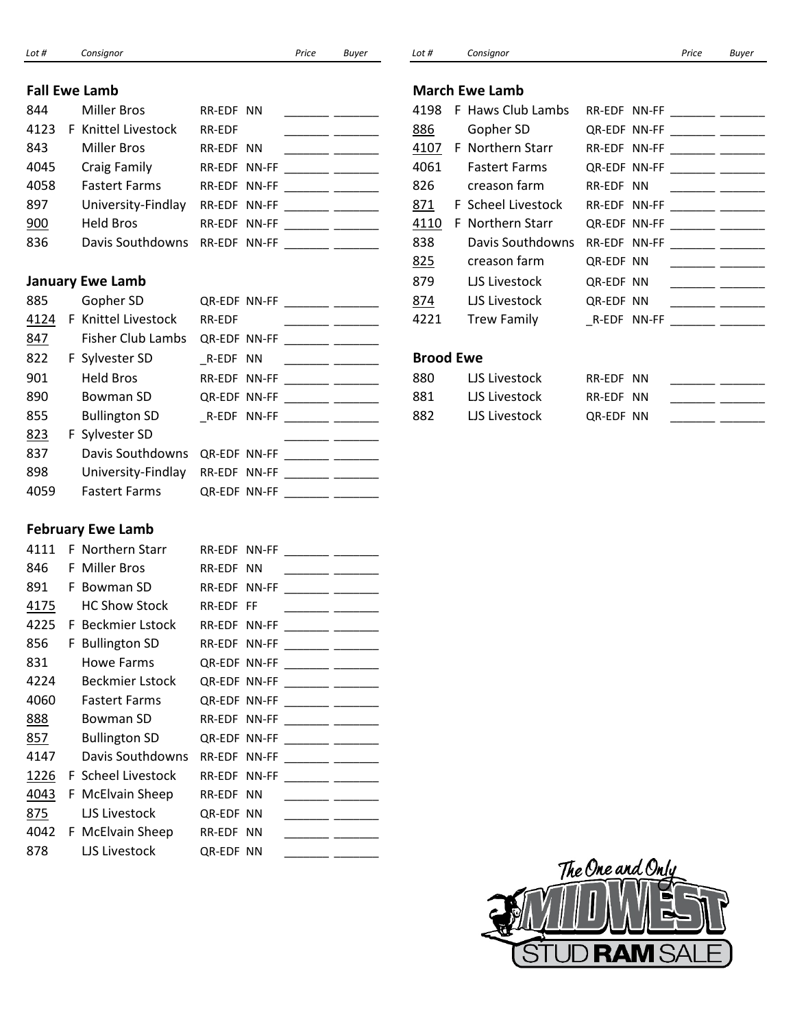## Fall Ewe Lamb

| Lot # | | Consignor | | | Price | Buyer |
|---|---|---|---|---|---|---|
| 844 | | Miller Bros | RR-EDF | NN | _______ | _______ |
| 4123 | F | Knittel Livestock | RR-EDF | | _______ | _______ |
| 843 | | Miller Bros | RR-EDF | NN | _______ | _______ |
| 4045 | | Craig Family | RR-EDF | NN-FF | _______ | _______ |
| 4058 | | Fastert Farms | RR-EDF | NN-FF | _______ | _______ |
| 897 | | University-Findlay | RR-EDF | NN-FF | _______ | _______ |
| 900 | | Held Bros | RR-EDF | NN-FF | _______ | _______ |
| 836 | | Davis Southdowns | RR-EDF | NN-FF | _______ | _______ |

## January Ewe Lamb

| Lot # | | Consignor | | | Price | Buyer |
|---|---|---|---|---|---|---|
| 885 | | Gopher SD | QR-EDF | NN-FF | _______ | _______ |
| 4124 | F | Knittel Livestock | RR-EDF | | _______ | _______ |
| 847 | | Fisher Club Lambs | QR-EDF | NN-FF | _______ | _______ |
| 822 | F | Sylvester SD | _R-EDF | NN | _______ | _______ |
| 901 | | Held Bros | RR-EDF | NN-FF | _______ | _______ |
| 890 | | Bowman SD | QR-EDF | NN-FF | _______ | _______ |
| 855 | | Bullington SD | _R-EDF | NN-FF | _______ | _______ |
| 823 | F | Sylvester SD | | | _______ | _______ |
| 837 | | Davis Southdowns | QR-EDF | NN-FF | _______ | _______ |
| 898 | | University-Findlay | RR-EDF | NN-FF | _______ | _______ |
| 4059 | | Fastert Farms | QR-EDF | NN-FF | _______ | _______ |

## February Ewe Lamb

| Lot # | | Consignor | | | Price | Buyer |
|---|---|---|---|---|---|---|
| 4111 | F | Northern Starr | RR-EDF | NN-FF | _______ | _______ |
| 846 | F | Miller Bros | RR-EDF | NN | _______ | _______ |
| 891 | F | Bowman SD | RR-EDF | NN-FF | _______ | _______ |
| 4175 | | HC Show Stock | RR-EDF | FF | _______ | _______ |
| 4225 | F | Beckmier Lstock | RR-EDF | NN-FF | _______ | _______ |
| 856 | F | Bullington SD | RR-EDF | NN-FF | _______ | _______ |
| 831 | | Howe Farms | QR-EDF | NN-FF | _______ | _______ |
| 4224 | | Beckmier Lstock | QR-EDF | NN-FF | _______ | _______ |
| 4060 | | Fastert Farms | QR-EDF | NN-FF | _______ | _______ |
| 888 | | Bowman SD | RR-EDF | NN-FF | _______ | _______ |
| 857 | | Bullington SD | QR-EDF | NN-FF | _______ | _______ |
| 4147 | | Davis Southdowns | RR-EDF | NN-FF | _______ | _______ |
| 1226 | F | Scheel Livestock | RR-EDF | NN-FF | _______ | _______ |
| 4043 | F | McElvain Sheep | RR-EDF | NN | _______ | _______ |
| 875 | | LJS Livestock | QR-EDF | NN | _______ | _______ |
| 4042 | F | McElvain Sheep | RR-EDF | NN | _______ | _______ |
| 878 | | LJS Livestock | QR-EDF | NN | _______ | _______ |

## March Ewe Lamb

| Lot # | | Consignor | | | Price | Buyer |
|---|---|---|---|---|---|---|
| 4198 | F | Haws Club Lambs | RR-EDF | NN-FF | _______ | _______ |
| 886 | | Gopher SD | QR-EDF | NN-FF | _______ | _______ |
| 4107 | F | Northern Starr | RR-EDF | NN-FF | _______ | _______ |
| 4061 | | Fastert Farms | QR-EDF | NN-FF | _______ | _______ |
| 826 | | creason farm | RR-EDF | NN | _______ | _______ |
| 871 | F | Scheel Livestock | RR-EDF | NN-FF | _______ | _______ |
| 4110 | F | Northern Starr | QR-EDF | NN-FF | _______ | _______ |
| 838 | | Davis Southdowns | RR-EDF | NN-FF | _______ | _______ |
| 825 | | creason farm | QR-EDF | NN | _______ | _______ |
| 879 | | LJS Livestock | QR-EDF | NN | _______ | _______ |
| 874 | | LJS Livestock | QR-EDF | NN | _______ | _______ |
| 4221 | | Trew Family | _R-EDF | NN-FF | _______ | _______ |

## Brood Ewe

| Lot # | | Consignor | | | Price | Buyer |
|---|---|---|---|---|---|---|
| 880 | | LJS Livestock | RR-EDF | NN | _______ | _______ |
| 881 | | LJS Livestock | RR-EDF | NN | _______ | _______ |
| 882 | | LJS Livestock | QR-EDF | NN | _______ | _______ |

The One and Only MIDWEST STUD RAM SALE